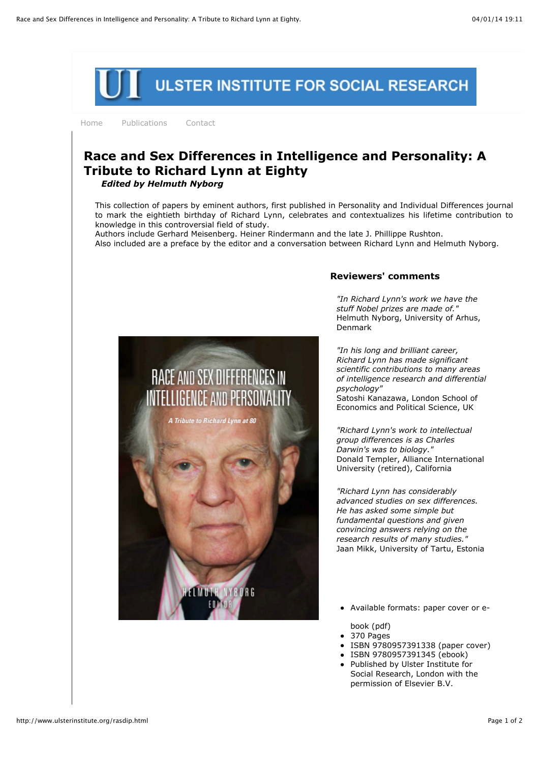# ULSTER INSTITUTE FOR SOCIAL RESEARCH

Home Publications Contact

## Race and Sex Differences in Intelligence and Personality: A Tribute to Richard Lynn at Eighty

***Edited by Helmuth Nyborg***

This collection of papers by eminent authors, first published in Personality and Individual Differences journal to mark the eightieth birthday of Richard Lynn, celebrates and contextualizes his lifetime contribution to knowledge in this controversial field of study.
Authors include Gerhard Meisenberg. Heiner Rindermann and the late J. Phillippe Rushton.
Also included are a preface by the editor and a conversation between Richard Lynn and Helmuth Nyborg.

### Reviewers' comments

*"In Richard Lynn's work we have the stuff Nobel prizes are made of."*
Helmuth Nyborg, University of Arhus, Denmark

*"In his long and brilliant career, Richard Lynn has made significant scientific contributions to many areas of intelligence research and differential psychology"*
Satoshi Kanazawa, London School of Economics and Political Science, UK

*"Richard Lynn's work to intellectual group differences is as Charles Darwin's was to biology."*
Donald Templer, Alliance International University (retired), California

*"Richard Lynn has considerably advanced studies on sex differences. He has asked some simple but fundamental questions and given convincing answers relying on the research results of many studies."*
Jaan Mikk, University of Tartu, Estonia

- Available formats: paper cover or e-book (pdf)
- 370 Pages
- ISBN 9780957391338 (paper cover)
- ISBN 9780957391345 (ebook)
- Published by Ulster Institute for Social Research, London with the permission of Elsevier B.V.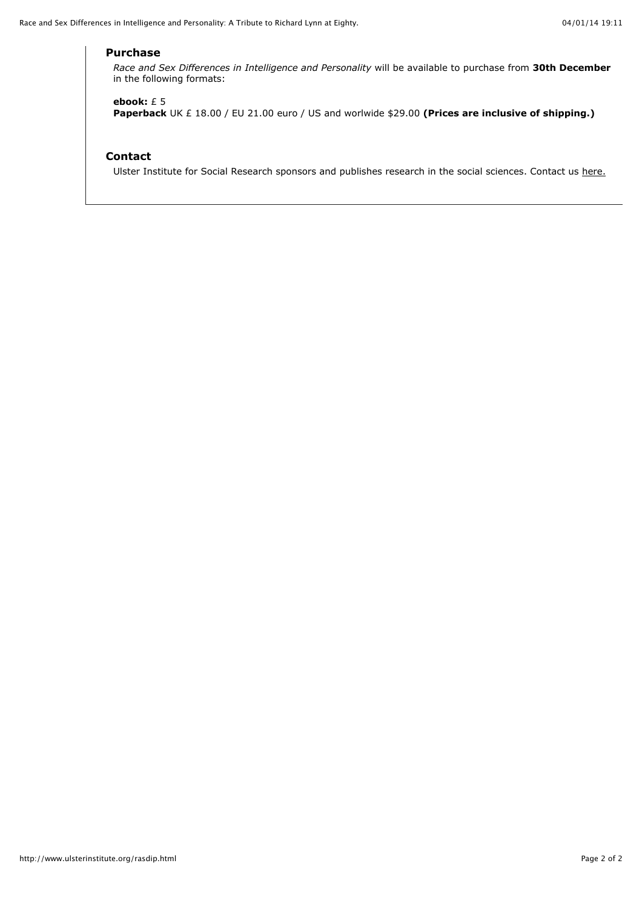## Purchase

*Race and Sex Differences in Intelligence and Personality* will be available to purchase from **30th December** in the following formats:

**ebook:** £ 5
**Paperback** UK £ 18.00 / EU 21.00 euro / US and worlwide $29.00 **(Prices are inclusive of shipping.)**

## Contact

Ulster Institute for Social Research sponsors and publishes research in the social sciences. Contact us here.